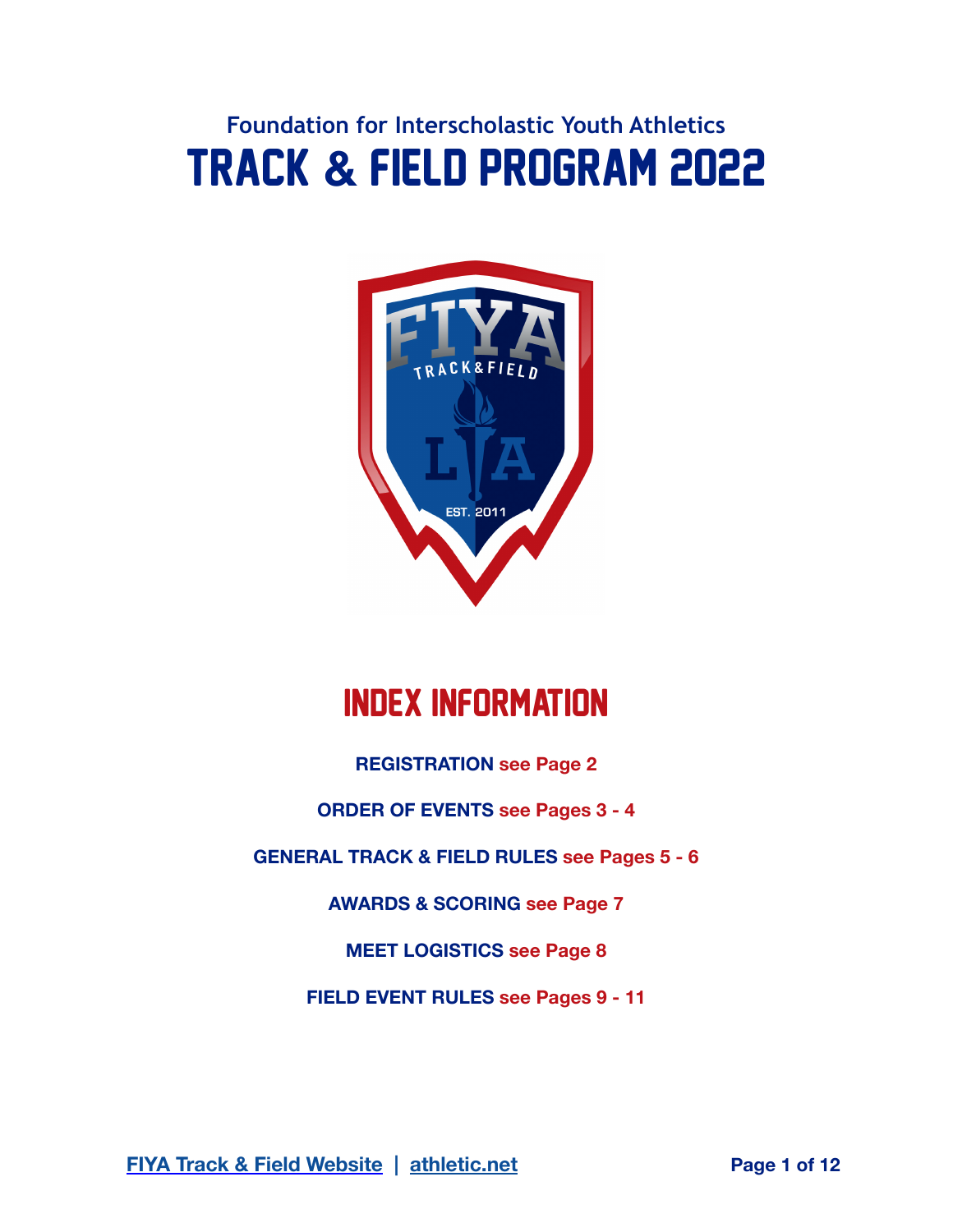Foundation for Interscholastic Youth Athletics

# TRACK & FIELD PROGRAM 2022

## INDEX INFORMATION

**REGISTRATION see Page 2**

**ORDER OF EVENTS see Pages 3 - 4**

**GENERAL TRACK & FIELD RULES see Pages 5 - 6**

**AWARDS & SCORING see Page 7**

**MEET LOGISTICS see Page 8**

**FIELD EVENT RULES see Pages 9 - 11**

**FIYA Track & Field Website | athletic.net**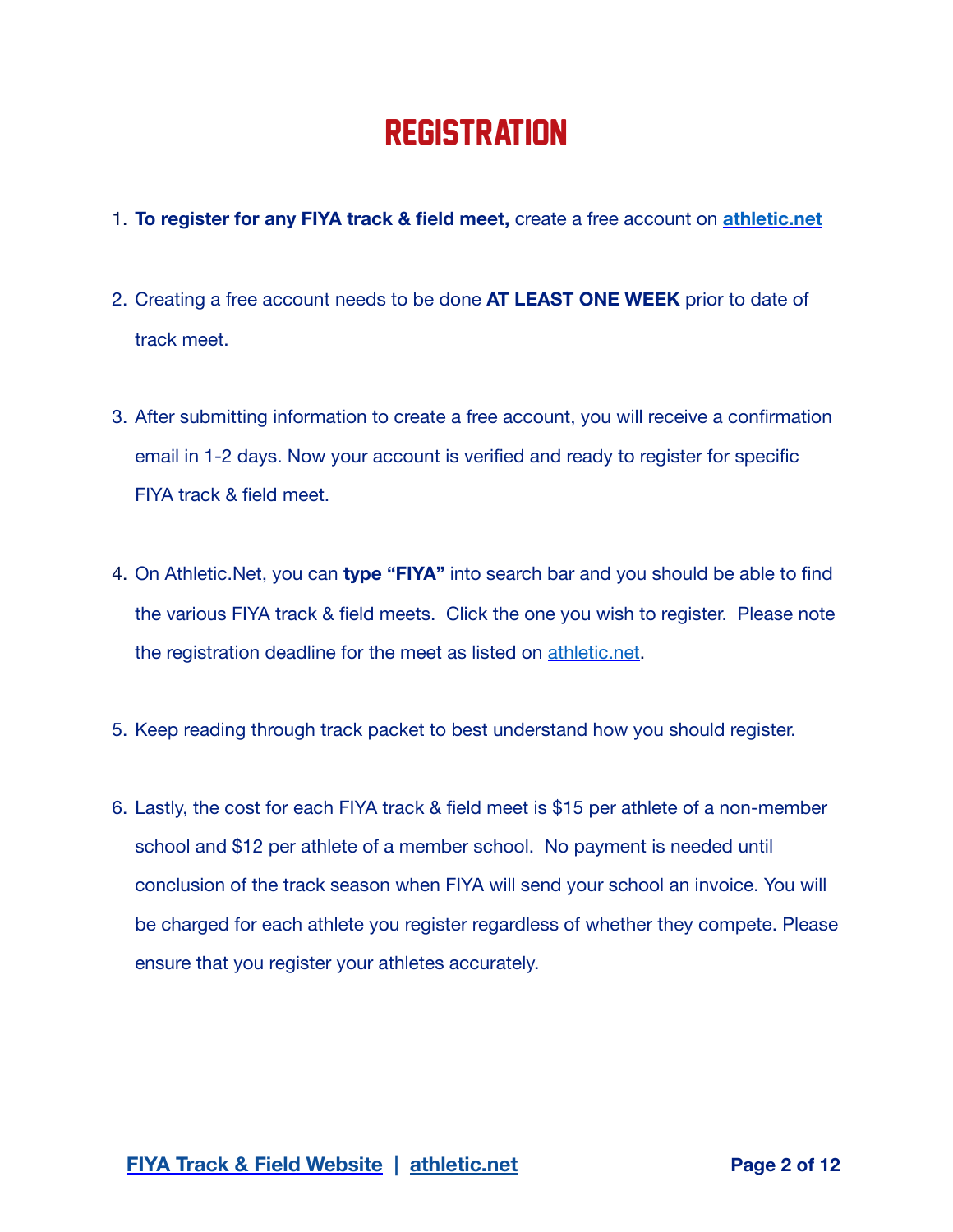# REGISTRATION

1. **To register for any FIYA track & field meet,** create a free account on **athletic.net**

2. Creating a free account needs to be done **AT LEAST ONE WEEK** prior to date of track meet.

3. After submitting information to create a free account, you will receive a confirmation email in 1-2 days. Now your account is verified and ready to register for specific FIYA track & field meet.

4. On Athletic.Net, you can **type "FIYA"** into search bar and you should be able to find the various FIYA track & field meets. Click the one you wish to register. Please note the registration deadline for the meet as listed on athletic.net.

5. Keep reading through track packet to best understand how you should register.

6. Lastly, the cost for each FIYA track & field meet is $15 per athlete of a non-member school and $12 per athlete of a member school. No payment is needed until conclusion of the track season when FIYA will send your school an invoice. You will be charged for each athlete you register regardless of whether they compete. Please ensure that you register your athletes accurately.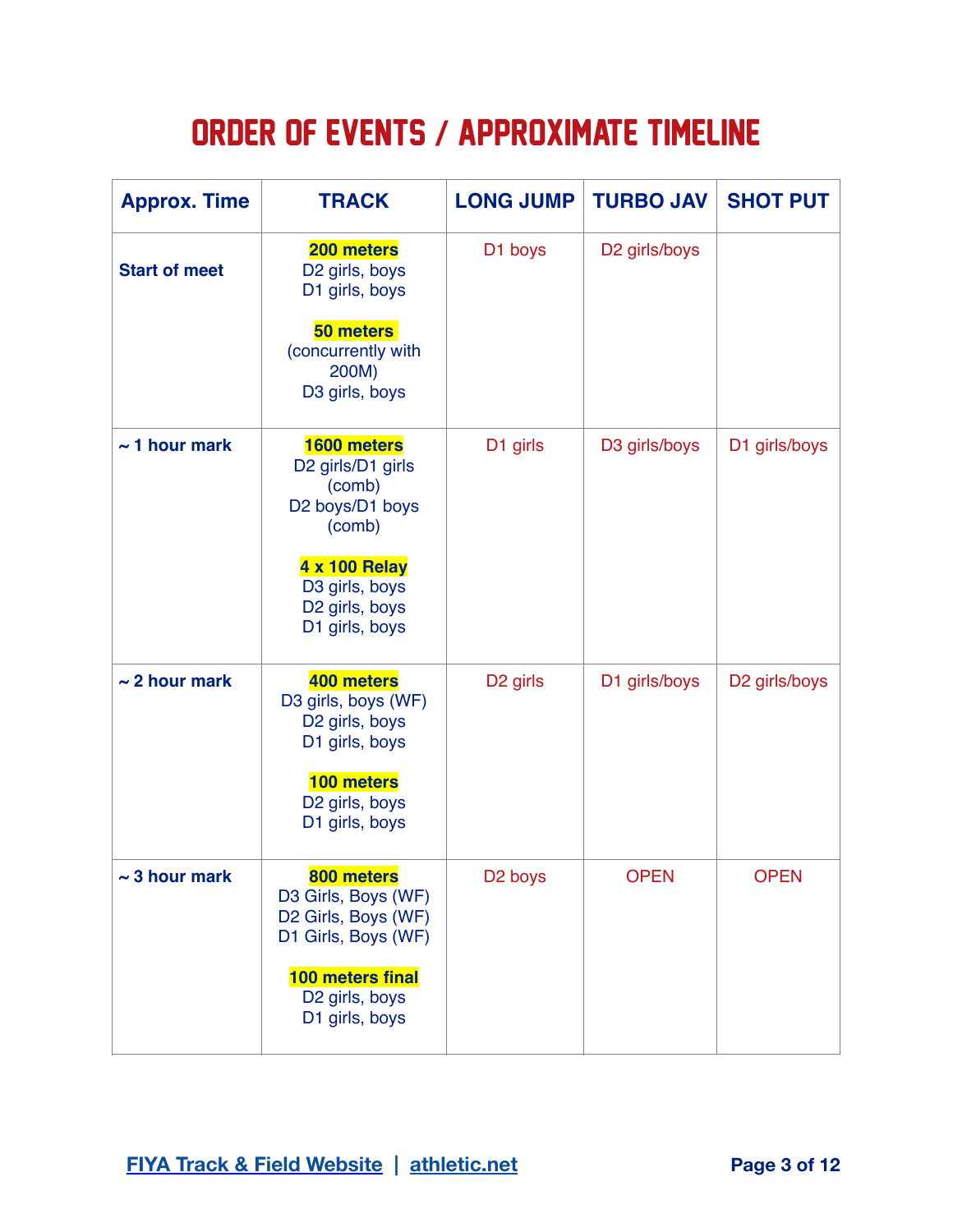# ORDER OF EVENTS / APPROXIMATE TIMELINE

| Approx. Time | TRACK | LONG JUMP | TURBO JAV | SHOT PUT |
|---|---|---|---|---|
| **Start of meet** | **200 meters**<br>D2 girls, boys<br>D1 girls, boys<br><br>**50 meters**<br>(concurrently with 200M)<br>D3 girls, boys | D1 boys | D2 girls/boys | |
| **~ 1 hour mark** | **1600 meters**<br>D2 girls/D1 girls (comb)<br>D2 boys/D1 boys (comb)<br><br>**4 x 100 Relay**<br>D3 girls, boys<br>D2 girls, boys<br>D1 girls, boys | D1 girls | D3 girls/boys | D1 girls/boys |
| **~ 2 hour mark** | **400 meters**<br>D3 girls, boys (WF)<br>D2 girls, boys<br>D1 girls, boys<br><br>**100 meters**<br>D2 girls, boys<br>D1 girls, boys | D2 girls | D1 girls/boys | D2 girls/boys |
| **~ 3 hour mark** | **800 meters**<br>D3 Girls, Boys (WF)<br>D2 Girls, Boys (WF)<br>D1 Girls, Boys (WF)<br><br>**100 meters final**<br>D2 girls, boys<br>D1 girls, boys | D2 boys | OPEN | OPEN |

[FIYA Track & Field Website](#) | [athletic.net](#)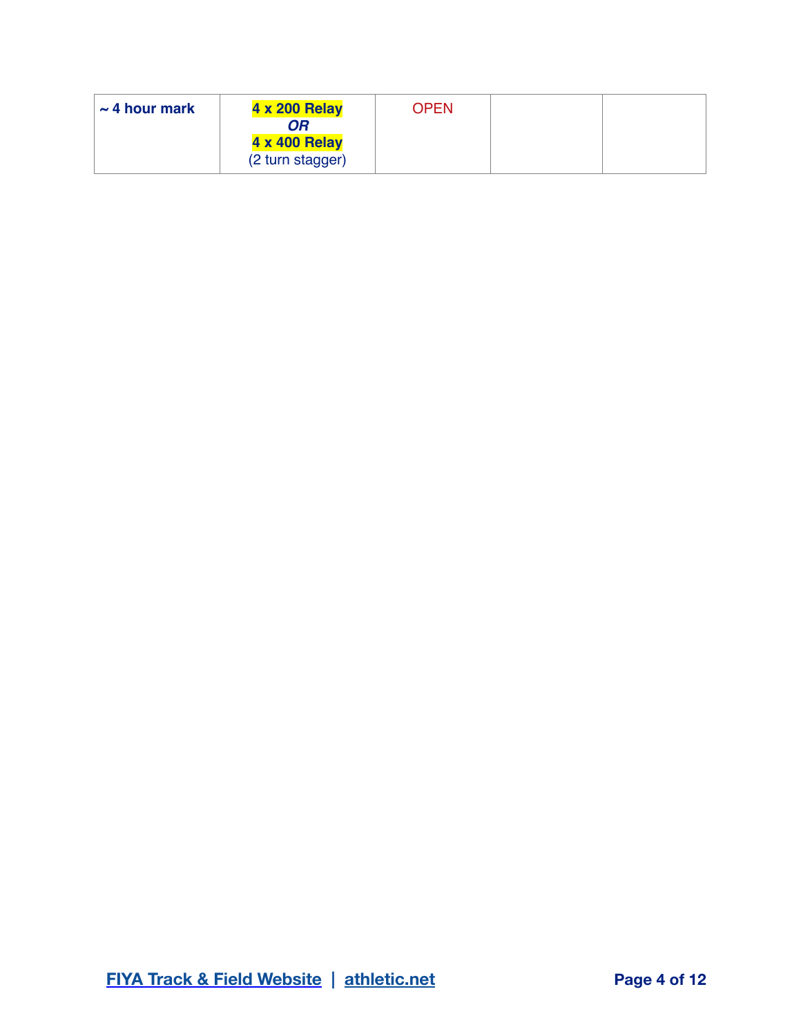| ~ 4 hour mark | **4 x 200 Relay**<br>***OR***<br>**4 x 400 Relay**<br>(2 turn stagger) | OPEN | | |
|---|---|---|---|---|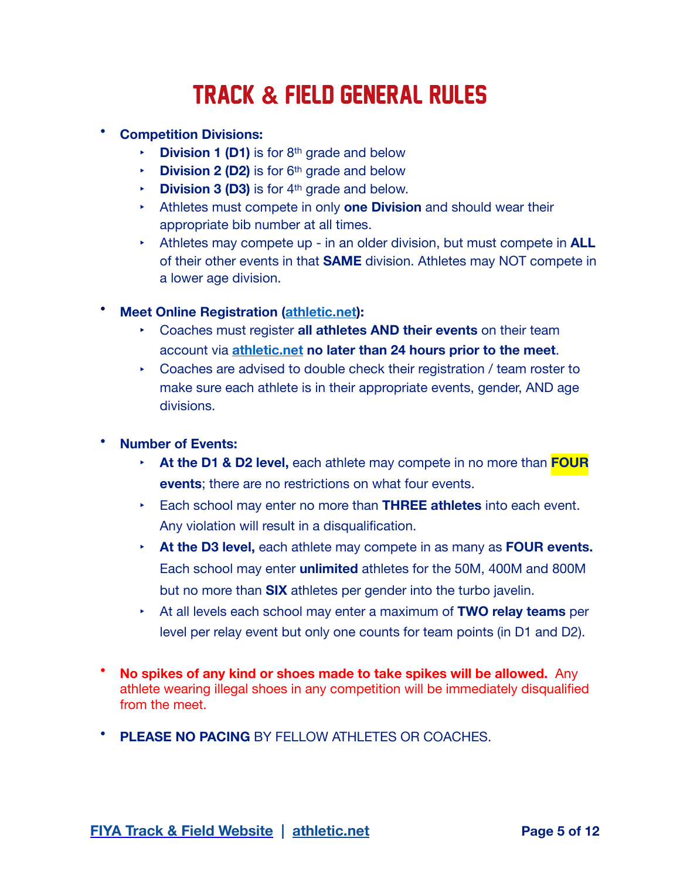# TRACK & FIELD GENERAL RULES

- **Competition Divisions:**
    - **Division 1 (D1)** is for 8th grade and below
    - **Division 2 (D2)** is for 6th grade and below
    - **Division 3 (D3)** is for 4th grade and below.
    - Athletes must compete in only **one Division** and should wear their appropriate bib number at all times.
    - Athletes may compete up - in an older division, but must compete in **ALL** of their other events in that **SAME** division. Athletes may NOT compete in a lower age division.

- **Meet Online Registration ([athletic.net](athletic.net)):**
    - Coaches must register **all athletes AND their events** on their team account via **[athletic.net](athletic.net) no later than 24 hours prior to the meet**.
    - Coaches are advised to double check their registration / team roster to make sure each athlete is in their appropriate events, gender, AND age divisions.

- **Number of Events:**
    - **At the D1 & D2 level,** each athlete may compete in no more than **FOUR events**; there are no restrictions on what four events.
    - Each school may enter no more than **THREE athletes** into each event. Any violation will result in a disqualification.
    - **At the D3 level,** each athlete may compete in as many as **FOUR events.** Each school may enter **unlimited** athletes for the 50M, 400M and 800M but no more than **SIX** athletes per gender into the turbo javelin.
    - At all levels each school may enter a maximum of **TWO relay teams** per level per relay event but only one counts for team points (in D1 and D2).

- **No spikes of any kind or shoes made to take spikes will be allowed.** Any athlete wearing illegal shoes in any competition will be immediately disqualified from the meet.

- **PLEASE NO PACING** BY FELLOW ATHLETES OR COACHES.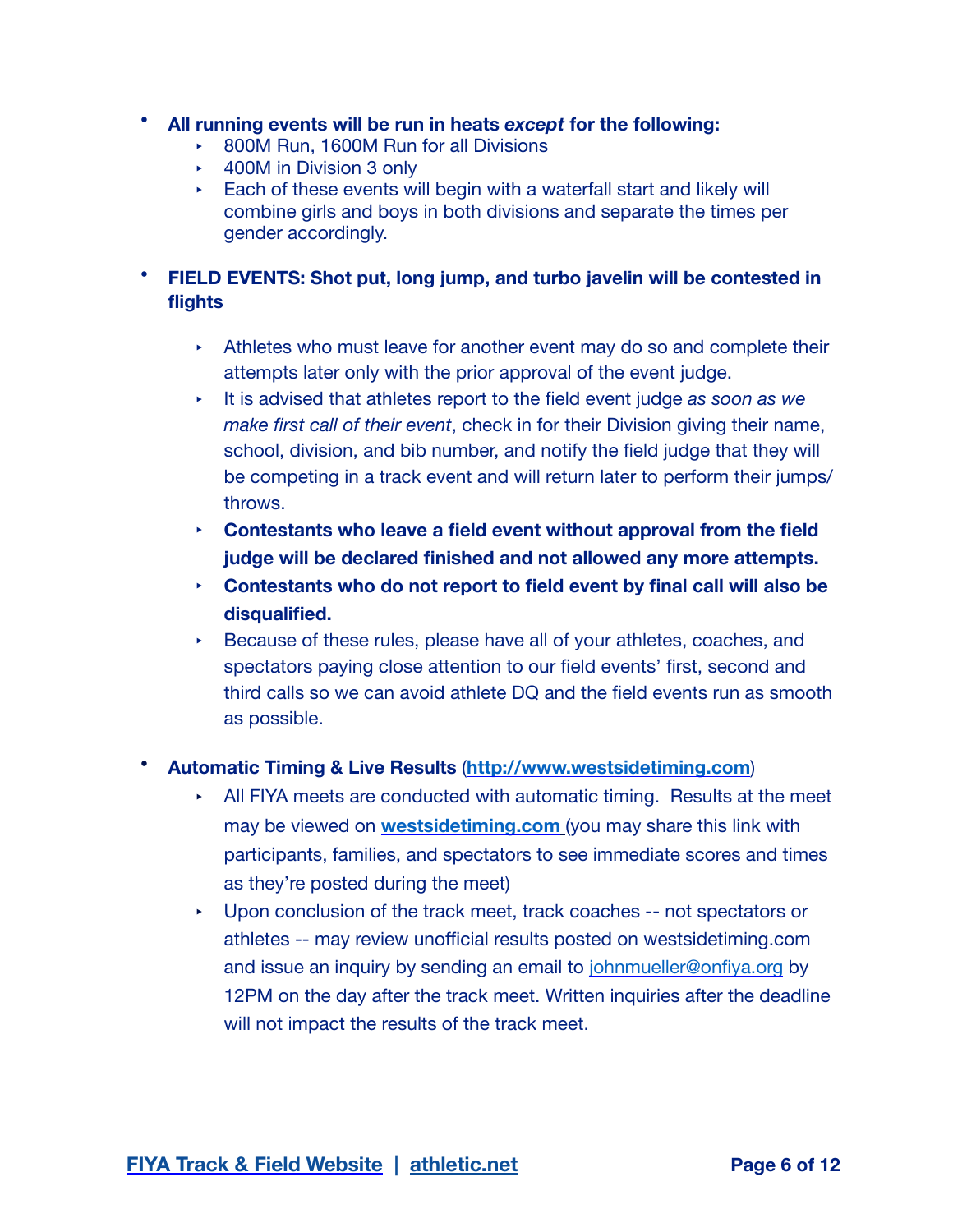- **All running events will be run in heats *except* for the following:**
  - 800M Run, 1600M Run for all Divisions
  - 400M in Division 3 only
  - Each of these events will begin with a waterfall start and likely will combine girls and boys in both divisions and separate the times per gender accordingly.

- **FIELD EVENTS: Shot put, long jump, and turbo javelin will be contested in flights**

  - Athletes who must leave for another event may do so and complete their attempts later only with the prior approval of the event judge.
  - It is advised that athletes report to the field event judge *as soon as we make first call of their event*, check in for their Division giving their name, school, division, and bib number, and notify the field judge that they will be competing in a track event and will return later to perform their jumps/throws.
  - **Contestants who leave a field event without approval from the field judge will be declared finished and not allowed any more attempts.**
  - **Contestants who do not report to field event by final call will also be disqualified.**
  - Because of these rules, please have all of your athletes, coaches, and spectators paying close attention to our field events' first, second and third calls so we can avoid athlete DQ and the field events run as smooth as possible.

- **Automatic Timing & Live Results** ([http://www.westsidetiming.com](http://www.westsidetiming.com))
  - All FIYA meets are conducted with automatic timing. Results at the meet may be viewed on **[westsidetiming.com](http://www.westsidetiming.com)** (you may share this link with participants, families, and spectators to see immediate scores and times as they're posted during the meet)
  - Upon conclusion of the track meet, track coaches -- not spectators or athletes -- may review unofficial results posted on westsidetiming.com and issue an inquiry by sending an email to [johnmueller@onfiya.org](mailto:johnmueller@onfiya.org) by 12PM on the day after the track meet. Written inquiries after the deadline will not impact the results of the track meet.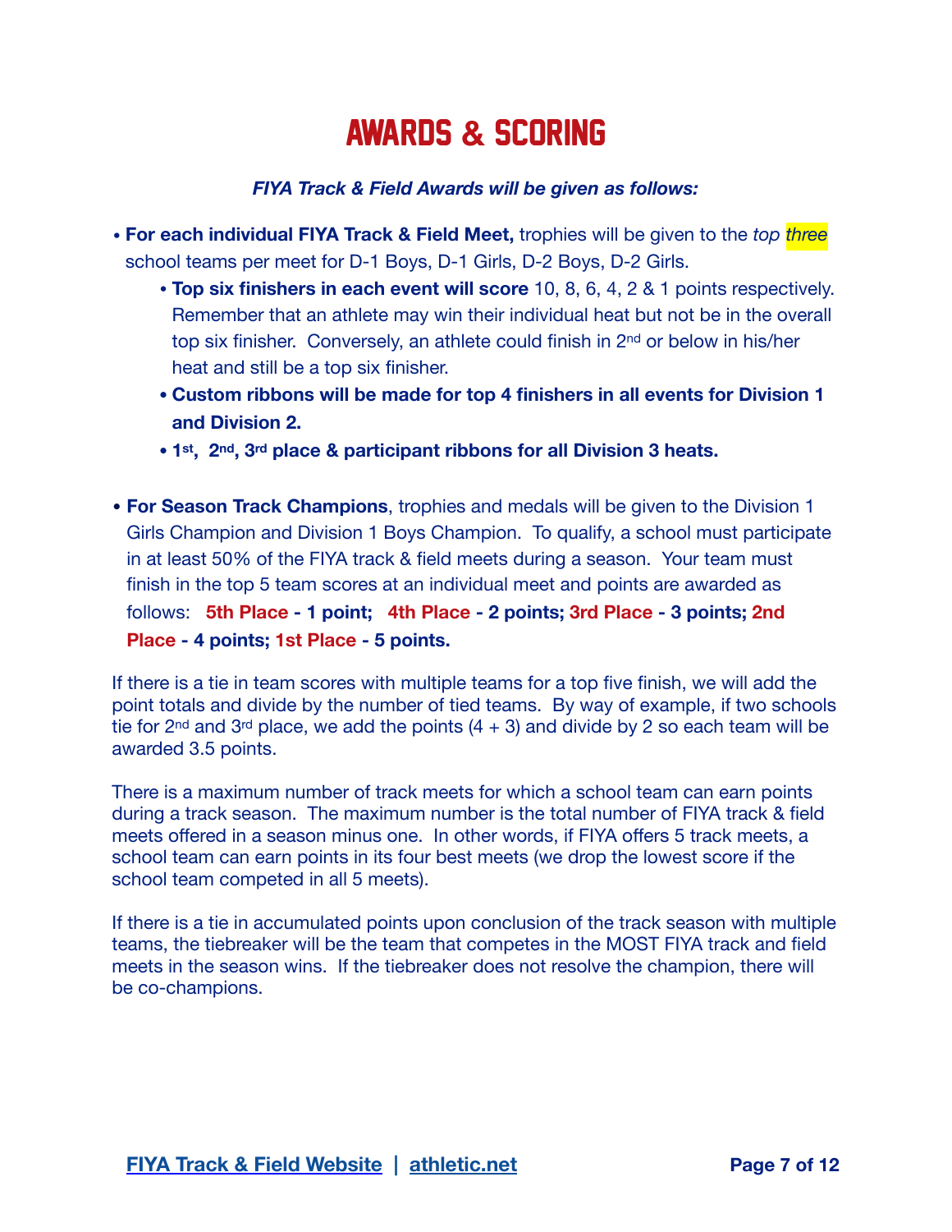# AWARDS & SCORING

***FIYA Track & Field Awards will be given as follows:***

- **For each individual FIYA Track & Field Meet,** trophies will be given to the *top three* school teams per meet for D-1 Boys, D-1 Girls, D-2 Boys, D-2 Girls.
    - **Top six finishers in each event will score** 10, 8, 6, 4, 2 & 1 points respectively. Remember that an athlete may win their individual heat but not be in the overall top six finisher. Conversely, an athlete could finish in 2nd or below in his/her heat and still be a top six finisher.
    - **Custom ribbons will be made for top 4 finishers in all events for Division 1 and Division 2.**
    - **1st, 2nd, 3rd place & participant ribbons for all Division 3 heats.**

- **For Season Track Champions**, trophies and medals will be given to the Division 1 Girls Champion and Division 1 Boys Champion. To qualify, a school must participate in at least 50% of the FIYA track & field meets during a season. Your team must finish in the top 5 team scores at an individual meet and points are awarded as follows: **5th Place - 1 point; 4th Place - 2 points; 3rd Place - 3 points; 2nd Place - 4 points; 1st Place - 5 points.**

If there is a tie in team scores with multiple teams for a top five finish, we will add the point totals and divide by the number of tied teams. By way of example, if two schools tie for 2nd and 3rd place, we add the points (4 + 3) and divide by 2 so each team will be awarded 3.5 points.

There is a maximum number of track meets for which a school team can earn points during a track season. The maximum number is the total number of FIYA track & field meets offered in a season minus one. In other words, if FIYA offers 5 track meets, a school team can earn points in its four best meets (we drop the lowest score if the school team competed in all 5 meets).

If there is a tie in accumulated points upon conclusion of the track season with multiple teams, the tiebreaker will be the team that competes in the MOST FIYA track and field meets in the season wins. If the tiebreaker does not resolve the champion, there will be co-champions.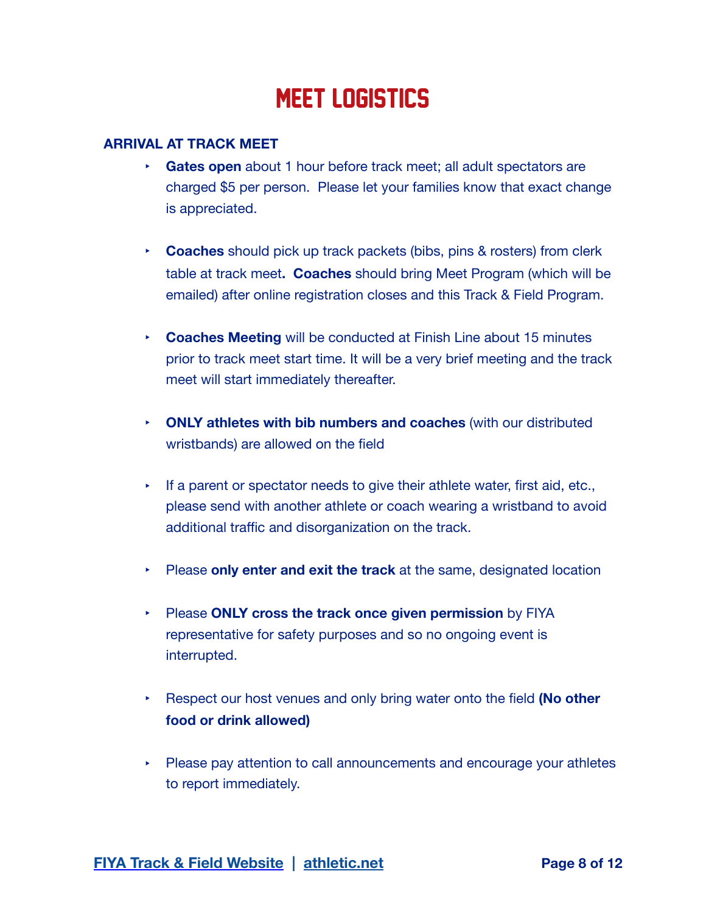# MEET LOGISTICS

**ARRIVAL AT TRACK MEET**

- **Gates open** about 1 hour before track meet; all adult spectators are charged $5 per person. Please let your families know that exact change is appreciated.

- **Coaches** should pick up track packets (bibs, pins & rosters) from clerk table at track meet**. Coaches** should bring Meet Program (which will be emailed) after online registration closes and this Track & Field Program.

- **Coaches Meeting** will be conducted at Finish Line about 15 minutes prior to track meet start time. It will be a very brief meeting and the track meet will start immediately thereafter.

- **ONLY athletes with bib numbers and coaches** (with our distributed wristbands) are allowed on the field

- If a parent or spectator needs to give their athlete water, first aid, etc., please send with another athlete or coach wearing a wristband to avoid additional traffic and disorganization on the track.

- Please **only enter and exit the track** at the same, designated location

- Please **ONLY cross the track once given permission** by FIYA representative for safety purposes and so no ongoing event is interrupted.

- Respect our host venues and only bring water onto the field **(No other food or drink allowed)**

- Please pay attention to call announcements and encourage your athletes to report immediately.

[FIYA Track & Field Website](#) | [athletic.net](#)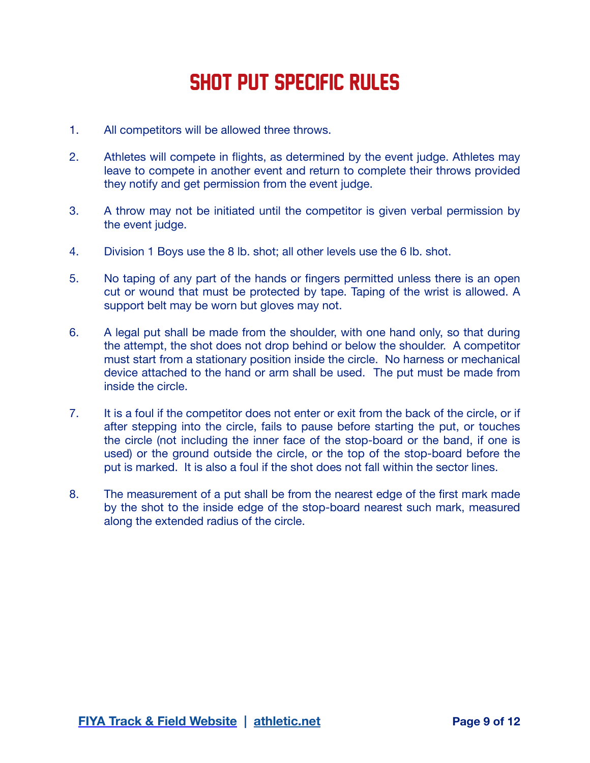# SHOT PUT SPECIFIC RULES

1. All competitors will be allowed three throws.

2. Athletes will compete in flights, as determined by the event judge. Athletes may leave to compete in another event and return to complete their throws provided they notify and get permission from the event judge.

3. A throw may not be initiated until the competitor is given verbal permission by the event judge.

4. Division 1 Boys use the 8 lb. shot; all other levels use the 6 lb. shot.

5. No taping of any part of the hands or fingers permitted unless there is an open cut or wound that must be protected by tape. Taping of the wrist is allowed. A support belt may be worn but gloves may not.

6. A legal put shall be made from the shoulder, with one hand only, so that during the attempt, the shot does not drop behind or below the shoulder. A competitor must start from a stationary position inside the circle. No harness or mechanical device attached to the hand or arm shall be used. The put must be made from inside the circle.

7. It is a foul if the competitor does not enter or exit from the back of the circle, or if after stepping into the circle, fails to pause before starting the put, or touches the circle (not including the inner face of the stop-board or the band, if one is used) or the ground outside the circle, or the top of the stop-board before the put is marked. It is also a foul if the shot does not fall within the sector lines.

8. The measurement of a put shall be from the nearest edge of the first mark made by the shot to the inside edge of the stop-board nearest such mark, measured along the extended radius of the circle.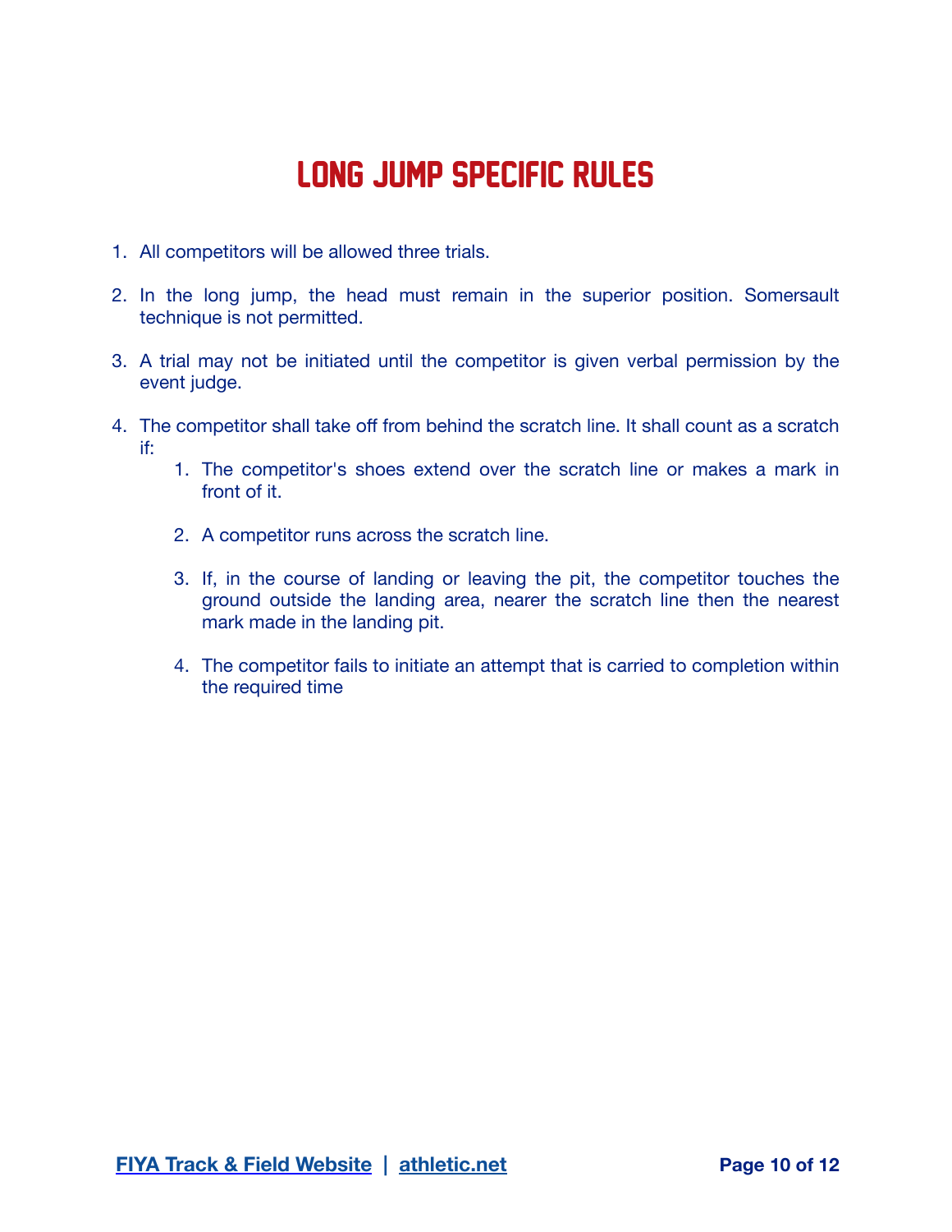# LONG JUMP SPECIFIC RULES

1. All competitors will be allowed three trials.

2. In the long jump, the head must remain in the superior position. Somersault technique is not permitted.

3. A trial may not be initiated until the competitor is given verbal permission by the event judge.

4. The competitor shall take off from behind the scratch line. It shall count as a scratch if:
    1. The competitor's shoes extend over the scratch line or makes a mark in front of it.

    2. A competitor runs across the scratch line.

    3. If, in the course of landing or leaving the pit, the competitor touches the ground outside the landing area, nearer the scratch line then the nearest mark made in the landing pit.

    4. The competitor fails to initiate an attempt that is carried to completion within the required time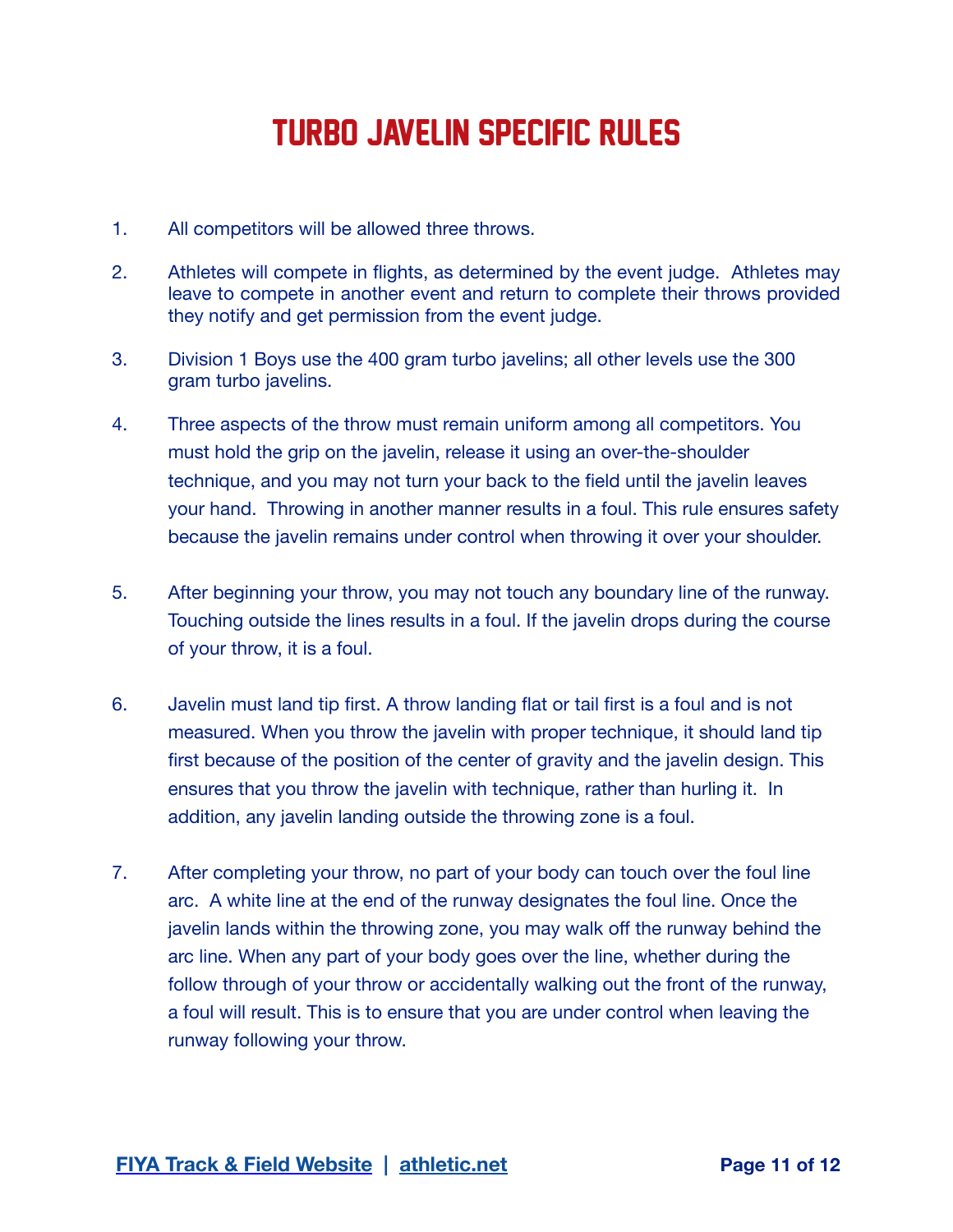# TURBO JAVELIN SPECIFIC RULES

1. All competitors will be allowed three throws.

2. Athletes will compete in flights, as determined by the event judge. Athletes may leave to compete in another event and return to complete their throws provided they notify and get permission from the event judge.

3. Division 1 Boys use the 400 gram turbo javelins; all other levels use the 300 gram turbo javelins.

4. Three aspects of the throw must remain uniform among all competitors. You must hold the grip on the javelin, release it using an over-the-shoulder technique, and you may not turn your back to the field until the javelin leaves your hand. Throwing in another manner results in a foul. This rule ensures safety because the javelin remains under control when throwing it over your shoulder.

5. After beginning your throw, you may not touch any boundary line of the runway. Touching outside the lines results in a foul. If the javelin drops during the course of your throw, it is a foul.

6. Javelin must land tip first. A throw landing flat or tail first is a foul and is not measured. When you throw the javelin with proper technique, it should land tip first because of the position of the center of gravity and the javelin design. This ensures that you throw the javelin with technique, rather than hurling it. In addition, any javelin landing outside the throwing zone is a foul.

7. After completing your throw, no part of your body can touch over the foul line arc. A white line at the end of the runway designates the foul line. Once the javelin lands within the throwing zone, you may walk off the runway behind the arc line. When any part of your body goes over the line, whether during the follow through of your throw or accidentally walking out the front of the runway, a foul will result. This is to ensure that you are under control when leaving the runway following your throw.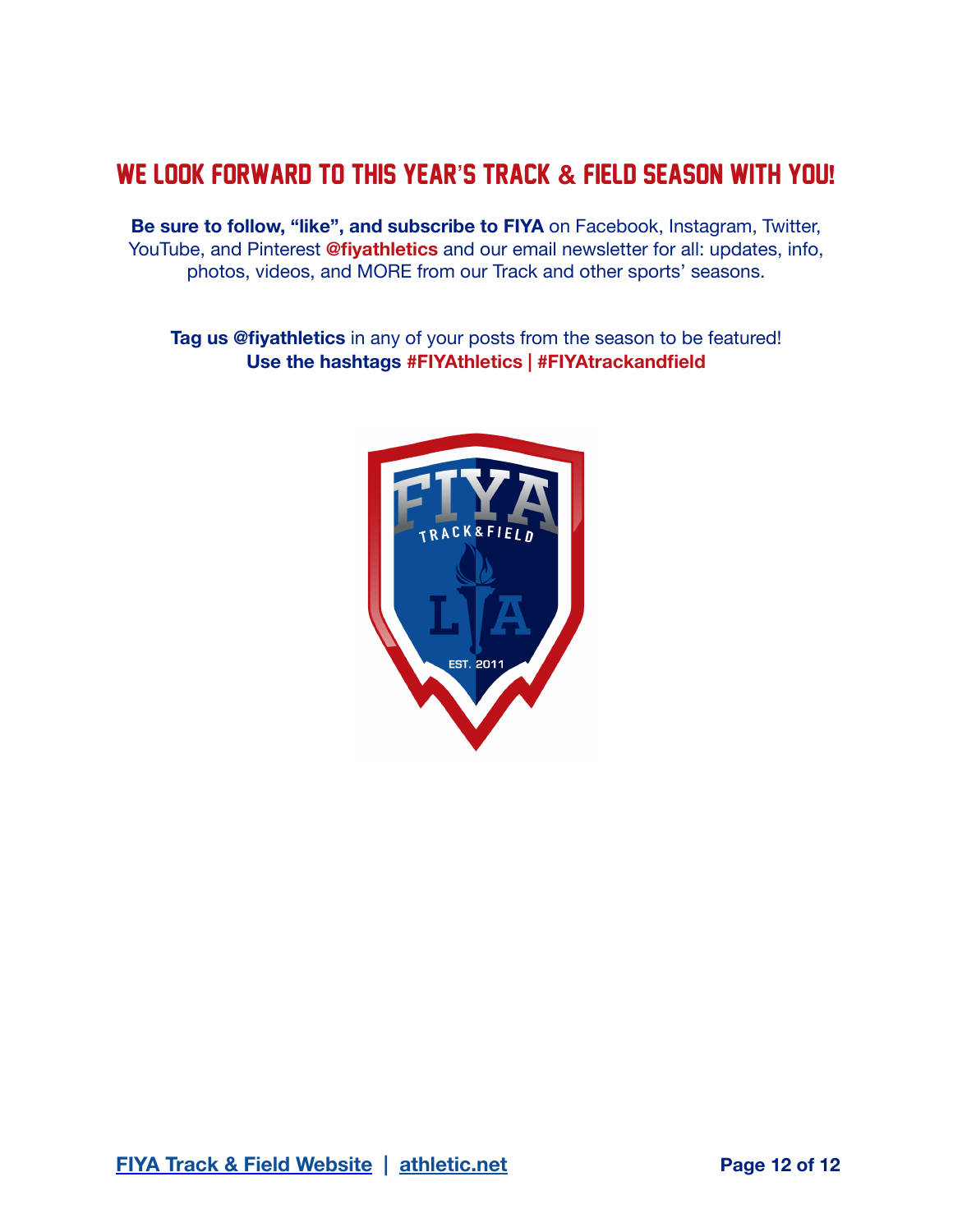# WE LOOK FORWARD TO THIS YEAR'S TRACK & FIELD SEASON WITH YOU!

**Be sure to follow, "like", and subscribe to FIYA** on Facebook, Instagram, Twitter, YouTube, and Pinterest **@fiyathletics** and our email newsletter for all: updates, info, photos, videos, and MORE from our Track and other sports' seasons.

**Tag us @fiyathletics** in any of your posts from the season to be featured!
**Use the hashtags #FIYAthletics | #FIYAtrackandfield**

FIYA TRACK&FIELD LA EST. 2011

[FIYA Track & Field Website](#) | [athletic.net](#)